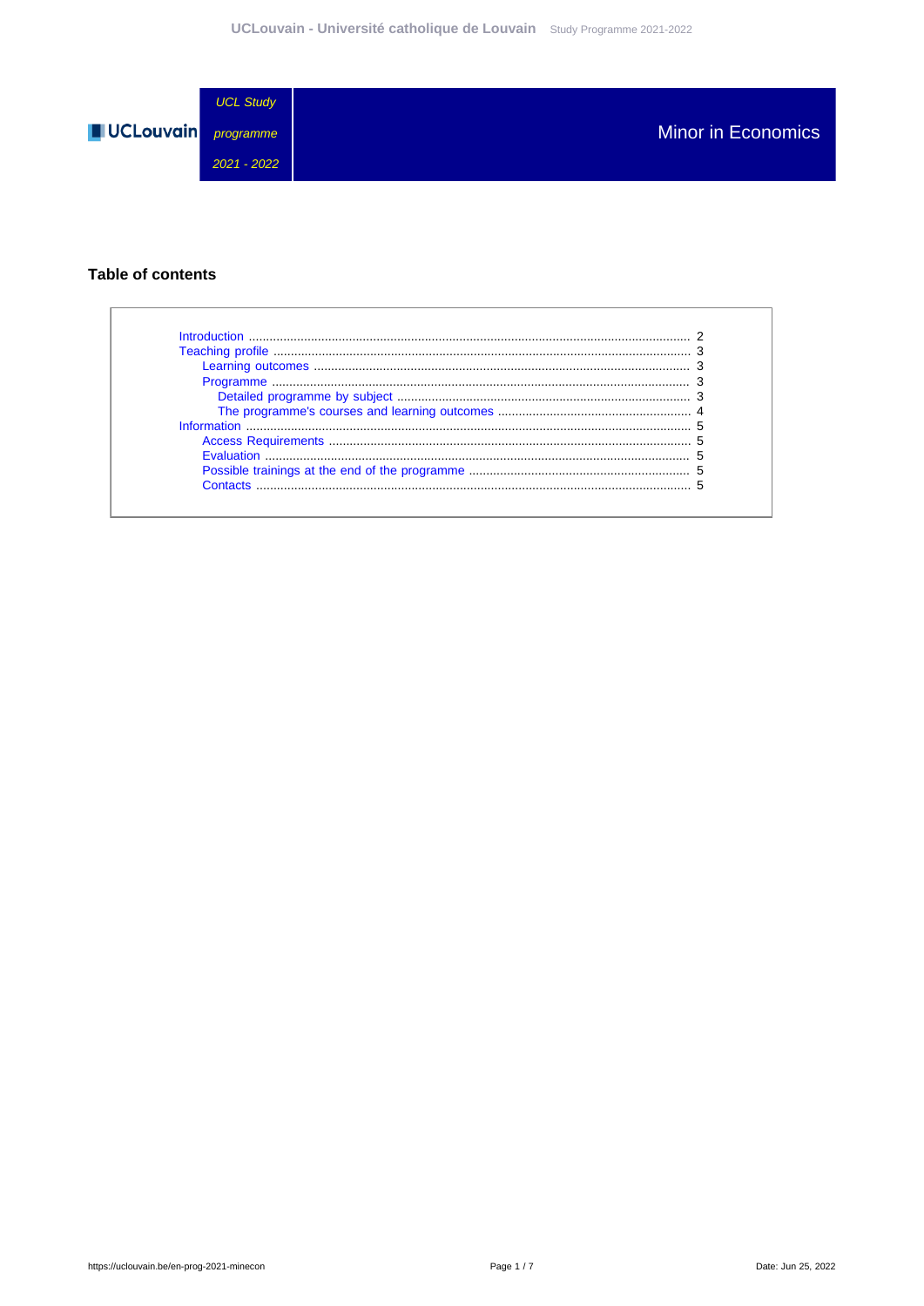UCLouvain

*UCL Study programme 2021 - 2022*

# Minor in Economics

## Table of contents

- Introduction ........ 2
- Teaching profile ........ 3
  - Learning outcomes ........ 3
  - Programme ........ 3
    - Detailed programme by subject ........ 3
    - The programme's courses and learning outcomes ........ 4
- Information ........ 5
  - Access Requirements ........ 5
  - Evaluation ........ 5
  - Possible trainings at the end of the programme ........ 5
  - Contacts ........ 5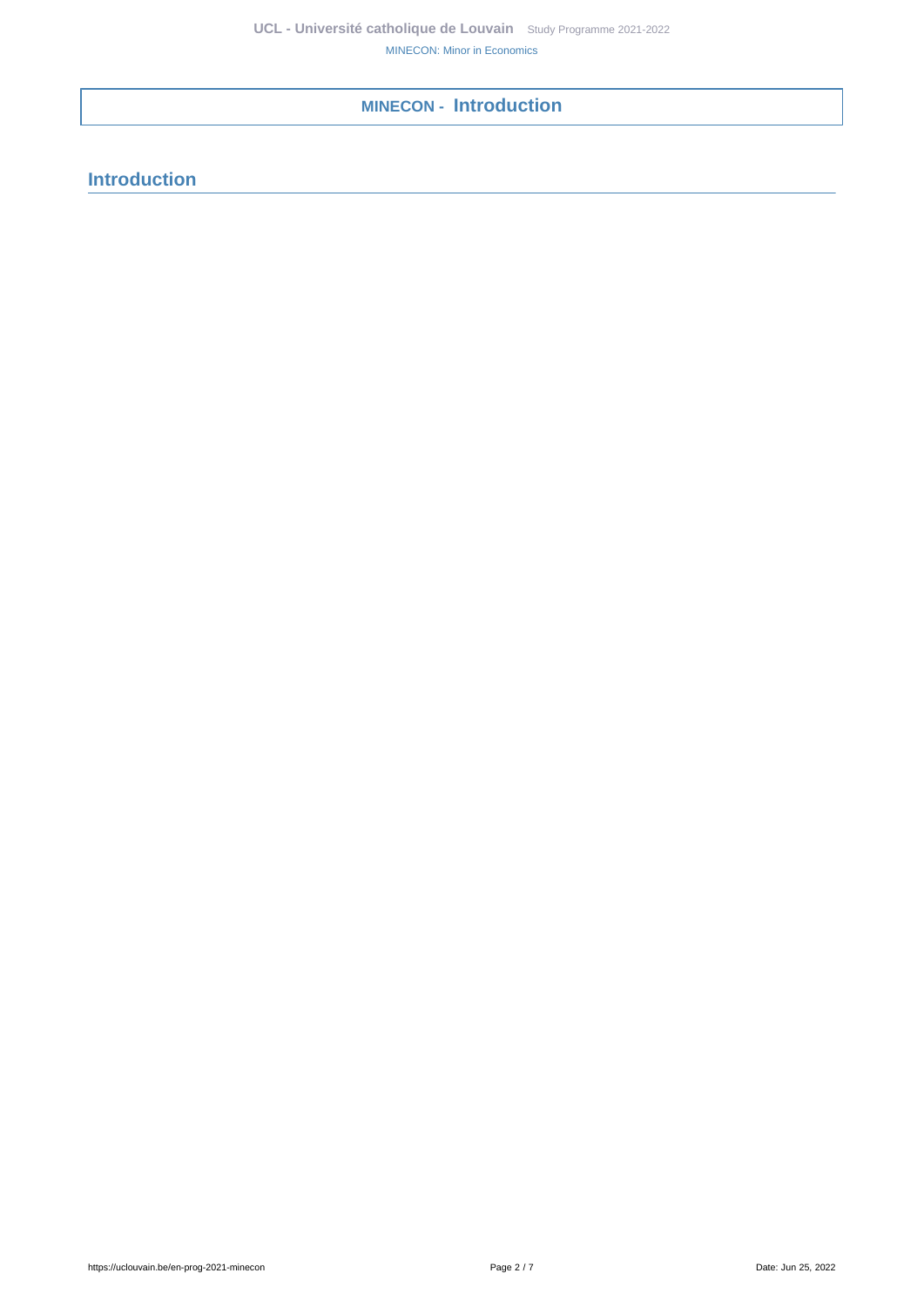# MINECON - Introduction

## Introduction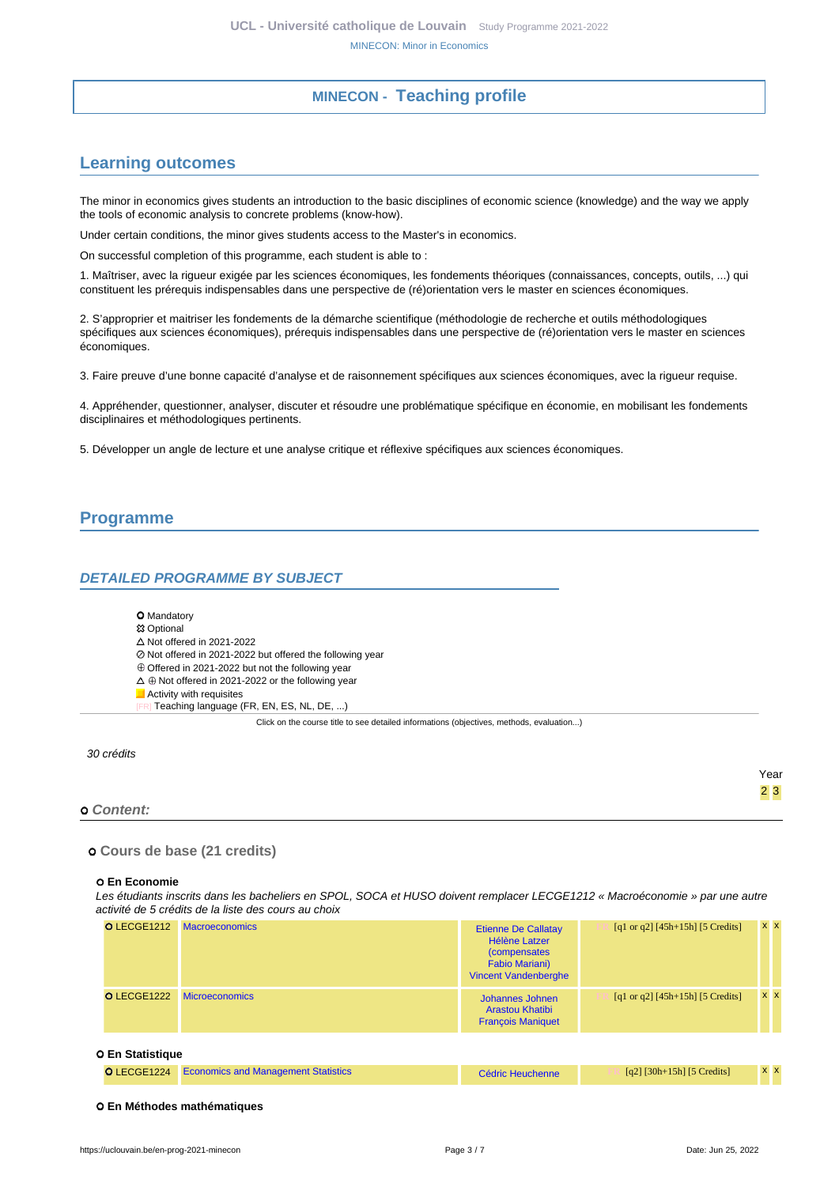# MINECON - Teaching profile

## Learning outcomes

The minor in economics gives students an introduction to the basic disciplines of economic science (knowledge) and the way we apply the tools of economic analysis to concrete problems (know-how).

Under certain conditions, the minor gives students access to the Master's in economics.

On successful completion of this programme, each student is able to :

1. Maîtriser, avec la rigueur exigée par les sciences économiques, les fondements théoriques (connaissances, concepts, outils, ...) qui constituent les prérequis indispensables dans une perspective de (ré)orientation vers le master en sciences économiques.

2. S'approprier et maitriser les fondements de la démarche scientifique (méthodologie de recherche et outils méthodologiques spécifiques aux sciences économiques), prérequis indispensables dans une perspective de (ré)orientation vers le master en sciences économiques.

3. Faire preuve d'une bonne capacité d'analyse et de raisonnement spécifiques aux sciences économiques, avec la rigueur requise.

4. Appréhender, questionner, analyser, discuter et résoudre une problématique spécifique en économie, en mobilisant les fondements disciplinaires et méthodologiques pertinents.

5. Développer un angle de lecture et une analyse critique et réflexive spécifiques aux sciences économiques.

## Programme

### DETAILED PROGRAMME BY SUBJECT

- Mandatory
- Optional
- △ Not offered in 2021-2022
- ⊘ Not offered in 2021-2022 but offered the following year
- ⊕ Offered in 2021-2022 but not the following year
- △ ⊕ Not offered in 2021-2022 or the following year
- Activity with requisites
- [FR] Teaching language (FR, EN, ES, NL, DE, ...)

Click on the course title to see detailed informations (objectives, methods, evaluation...)

*30 crédits*

**Content:**

#### Cours de base (21 credits)

**En Economie**

*Les étudiants inscrits dans les bacheliers en SPOL, SOCA et HUSO doivent remplacer LECGE1212 « Macroéconomie » par une autre activité de 5 crédits de la liste des cours au choix*

| Code | Title | Teachers | Details | Year 2 | Year 3 |
|---|---|---|---|---|---|
| LECGE1212 | Macroeconomics | Etienne De Callatay, Hélène Latzer (compensates Fabio Mariani), Vincent Vandenberghe | [FR] [q1 or q2] [45h+15h] [5 Credits] | x | x |
| LECGE1222 | Microeconomics | Johannes Johnen, Arastou Khatibi, François Maniquet | [FR] [q1 or q2] [45h+15h] [5 Credits] | x | x |

**En Statistique**

| Code | Title | Teachers | Details | Year 2 | Year 3 |
|---|---|---|---|---|---|
| LECGE1224 | Economics and Management Statistics | Cédric Heuchenne | [FR] [q2] [30h+15h] [5 Credits] | x | x |

**En Méthodes mathématiques**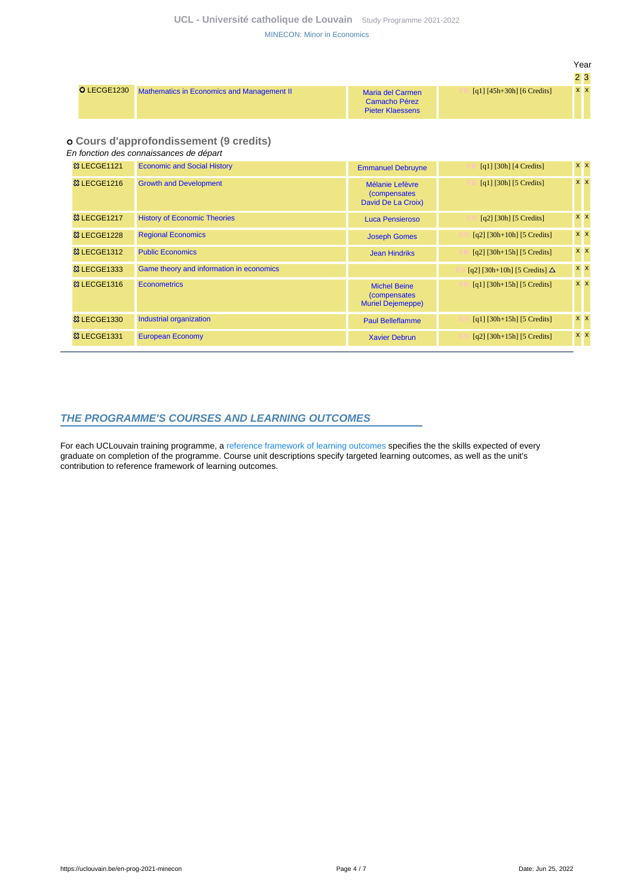| | | | | Year 2 | Year 3 |
|---|---|---|---|---|---|
| O LECGE1230 | Mathematics in Economics and Management II | Maria del Carmen Camacho Pérez, Pieter Klaessens | FR [q1] [45h+30h] [6 Credits] | x | x |

### o Cours d'approfondissement (9 credits)

*En fonction des connaissances de départ*

| | | | | Year 2 | Year 3 |
|---|---|---|---|---|---|
| LECGE1121 | Economic and Social History | Emmanuel Debruyne | FR [q1] [30h] [4 Credits] | x | x |
| LECGE1216 | Growth and Development | Mélanie Lefèvre (compensates David De La Croix) | FR [q1] [30h] [5 Credits] | x | x |
| LECGE1217 | History of Economic Theories | Luca Pensieroso | EN [q2] [30h] [5 Credits] | x | x |
| LECGE1228 | Regional Economics | Joseph Gomes | EN [q2] [30h+10h] [5 Credits] | x | x |
| LECGE1312 | Public Economics | Jean Hindriks | FR [q2] [30h+15h] [5 Credits] | x | x |
| LECGE1333 | Game theory and information in economics | | EN [q2] [30h+10h] [5 Credits] △ | x | x |
| LECGE1316 | Econometrics | Michel Beine (compensates Muriel Dejemeppe) | FR [q1] [30h+15h] [5 Credits] | x | x |
| LECGE1330 | Industrial organization | Paul Belleflamme | EN [q1] [30h+15h] [5 Credits] | x | x |
| LECGE1331 | European Economy | Xavier Debrun | EN [q2] [30h+15h] [5 Credits] | x | x |

## THE PROGRAMME'S COURSES AND LEARNING OUTCOMES

For each UCLouvain training programme, a reference framework of learning outcomes specifies the the skills expected of every graduate on completion of the programme. Course unit descriptions specify targeted learning outcomes, as well as the unit's contribution to reference framework of learning outcomes.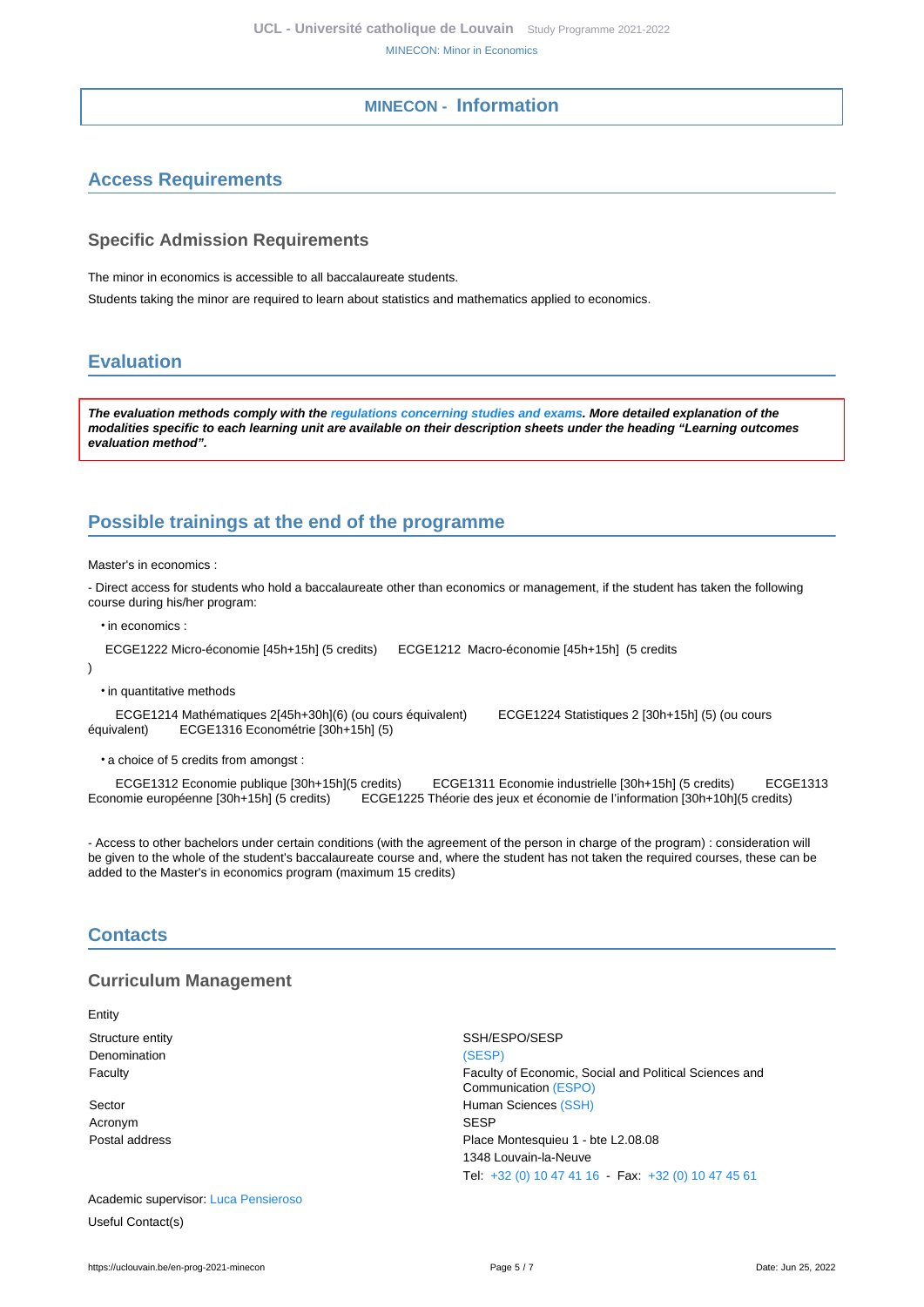## MINECON - Information

## Access Requirements

### Specific Admission Requirements

The minor in economics is accessible to all baccalaureate students.

Students taking the minor are required to learn about statistics and mathematics applied to economics.

## Evaluation

***The evaluation methods comply with the regulations concerning studies and exams. More detailed explanation of the modalities specific to each learning unit are available on their description sheets under the heading "Learning outcomes evaluation method".***

## Possible trainings at the end of the programme

Master's in economics :

- Direct access for students who hold a baccalaureate other than economics or management, if the student has taken the following course during his/her program:

- in economics :

ECGE1222 Micro-économie [45h+15h] (5 credits)    ECGE1212 Macro-économie [45h+15h] (5 credits
)

- in quantitative methods

ECGE1214 Mathématiques 2[45h+30h](6) (ou cours équivalent)    ECGE1224 Statistiques 2 [30h+15h] (5) (ou cours équivalent)    ECGE1316 Econométrie [30h+15h] (5)

- a choice of 5 credits from amongst :

ECGE1312 Economie publique [30h+15h](5 credits)    ECGE1311 Economie industrielle [30h+15h] (5 credits)    ECGE1313 Economie européenne [30h+15h] (5 credits)    ECGE1225 Théorie des jeux et économie de l'information [30h+10h](5 credits)

- Access to other bachelors under certain conditions (with the agreement of the person in charge of the program) : consideration will be given to the whole of the student's baccalaureate course and, where the student has not taken the required courses, these can be added to the Master's in economics program (maximum 15 credits)

## Contacts

### Curriculum Management

Entity

| | |
|---|---|
| Structure entity | SSH/ESPO/SESP |
| Denomination | (SESP) |
| Faculty | Faculty of Economic, Social and Political Sciences and Communication (ESPO) |
| Sector | Human Sciences (SSH) |
| Acronym | SESP |
| Postal address | Place Montesquieu 1 - bte L2.08.08<br>1348 Louvain-la-Neuve<br>Tel: +32 (0) 10 47 41 16 - Fax: +32 (0) 10 47 45 61 |

Academic supervisor: Luca Pensieroso

Useful Contact(s)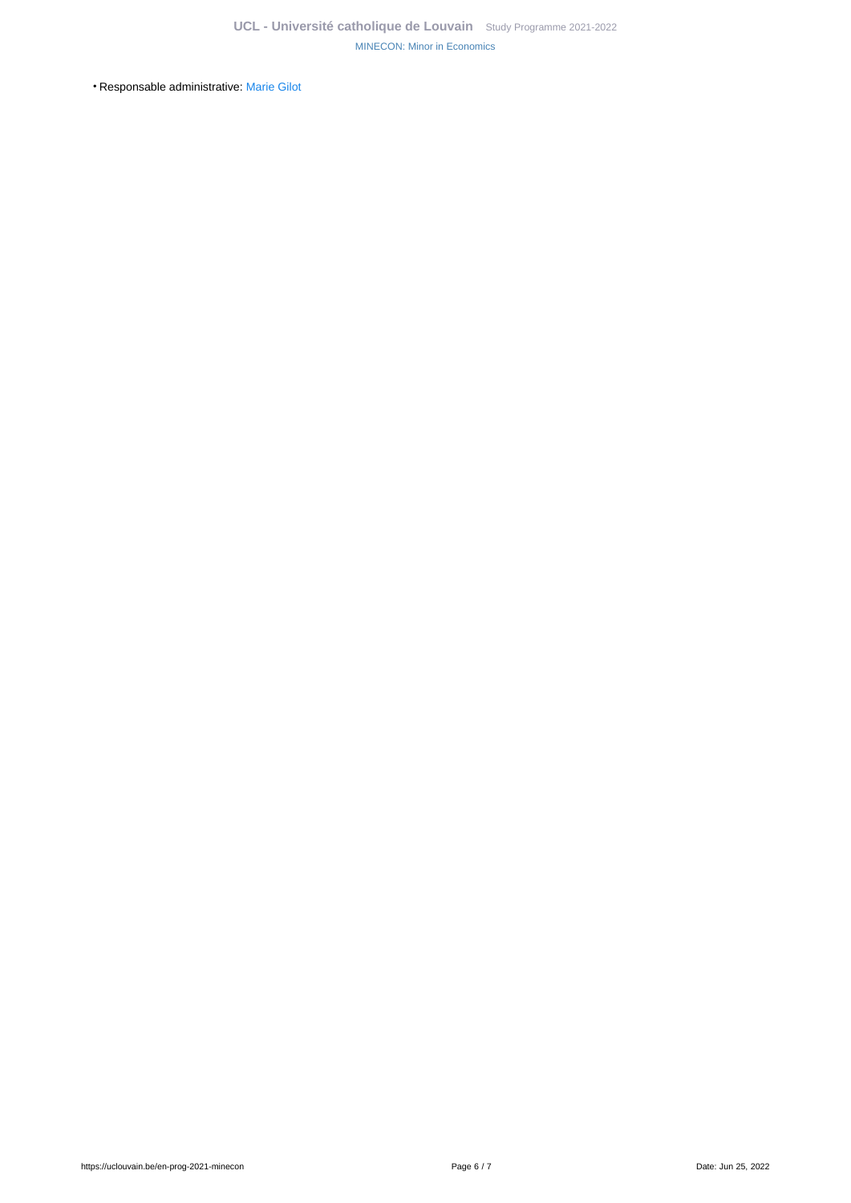- Responsable administrative: Marie Gilot